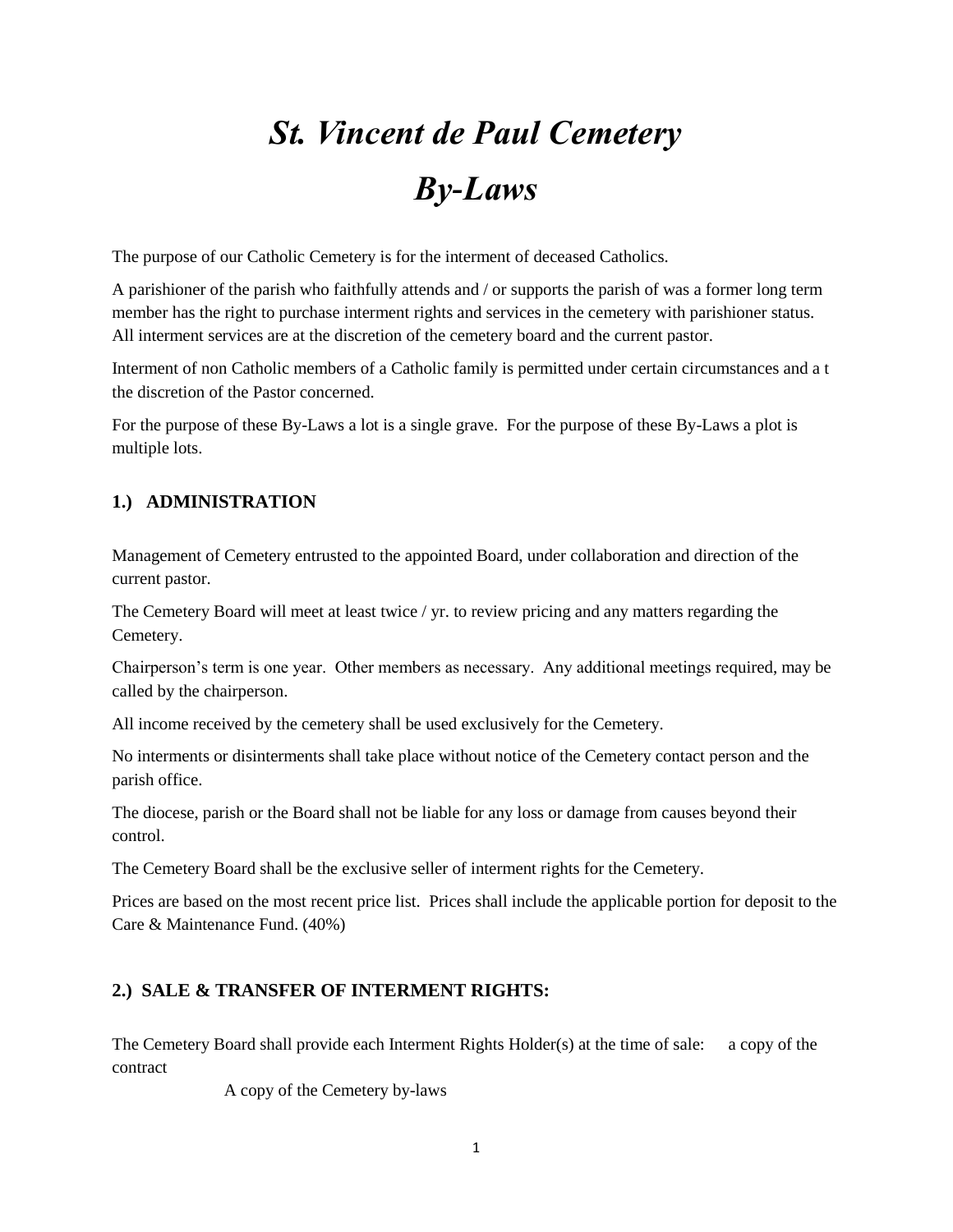# *St. Vincent de Paul Cemetery*

# *By-Laws*

The purpose of our Catholic Cemetery is for the interment of deceased Catholics.

A parishioner of the parish who faithfully attends and / or supports the parish of was a former long term member has the right to purchase interment rights and services in the cemetery with parishioner status. All interment services are at the discretion of the cemetery board and the current pastor.

Interment of non Catholic members of a Catholic family is permitted under certain circumstances and a t the discretion of the Pastor concerned.

For the purpose of these By-Laws a lot is a single grave. For the purpose of these By-Laws a plot is multiple lots.

## 1.) ADMINISTRATION

Management of Cemetery entrusted to the appointed Board, under collaboration and direction of the current pastor.

The Cemetery Board will meet at least twice / yr. to review pricing and any matters regarding the Cemetery.

Chairperson's term is one year. Other members as necessary. Any additional meetings required, may be called by the chairperson.

All income received by the cemetery shall be used exclusively for the Cemetery.

No interments or disinterments shall take place without notice of the Cemetery contact person and the parish office.

The diocese, parish or the Board shall not be liable for any loss or damage from causes beyond their control.

The Cemetery Board shall be the exclusive seller of interment rights for the Cemetery.

Prices are based on the most recent price list. Prices shall include the applicable portion for deposit to the Care & Maintenance Fund. (40%)

## 2.) SALE & TRANSFER OF INTERMENT RIGHTS:

The Cemetery Board shall provide each Interment Rights Holder(s) at the time of sale: a copy of the contract

A copy of the Cemetery by-laws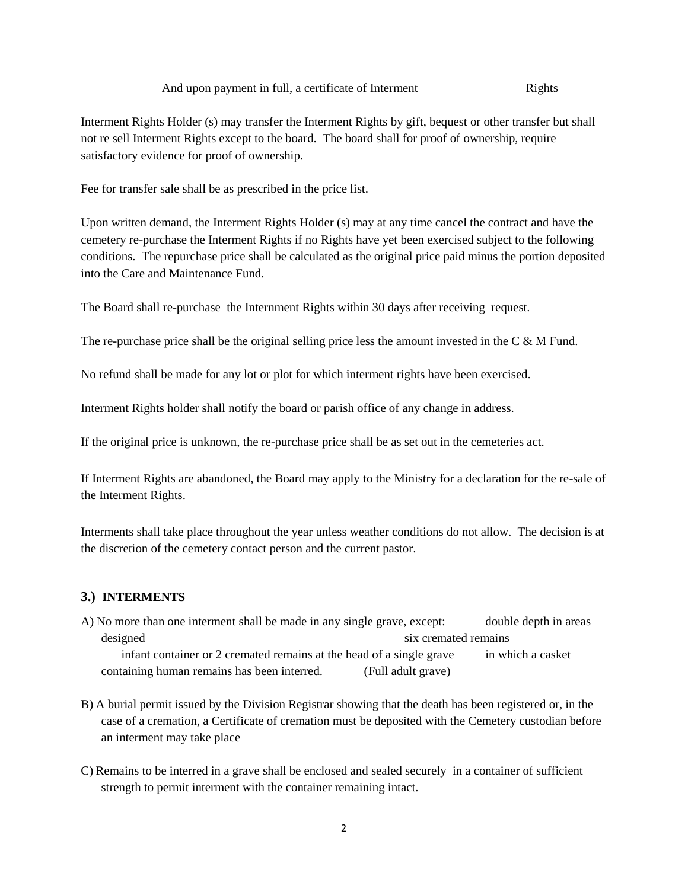And upon payment in full, a certificate of Interment Rights

Interment Rights Holder (s) may transfer the Interment Rights by gift, bequest or other transfer but shall not re sell Interment Rights except to the board. The board shall for proof of ownership, require satisfactory evidence for proof of ownership.

Fee for transfer sale shall be as prescribed in the price list.

Upon written demand, the Interment Rights Holder (s) may at any time cancel the contract and have the cemetery re-purchase the Interment Rights if no Rights have yet been exercised subject to the following conditions. The repurchase price shall be calculated as the original price paid minus the portion deposited into the Care and Maintenance Fund.

The Board shall re-purchase the Internment Rights within 30 days after receiving request.

The re-purchase price shall be the original selling price less the amount invested in the C & M Fund.

No refund shall be made for any lot or plot for which interment rights have been exercised.

Interment Rights holder shall notify the board or parish office of any change in address.

If the original price is unknown, the re-purchase price shall be as set out in the cemeteries act.

If Interment Rights are abandoned, the Board may apply to the Ministry for a declaration for the re-sale of the Interment Rights.

Interments shall take place throughout the year unless weather conditions do not allow. The decision is at the discretion of the cemetery contact person and the current pastor.

### 3.) INTERMENTS

A) No more than one interment shall be made in any single grave, except: double depth in areas designed six cremated remains infant container or 2 cremated remains at the head of a single grave in which a casket containing human remains has been interred. (Full adult grave)

B) A burial permit issued by the Division Registrar showing that the death has been registered or, in the case of a cremation, a Certificate of cremation must be deposited with the Cemetery custodian before an interment may take place

C) Remains to be interred in a grave shall be enclosed and sealed securely in a container of sufficient strength to permit interment with the container remaining intact.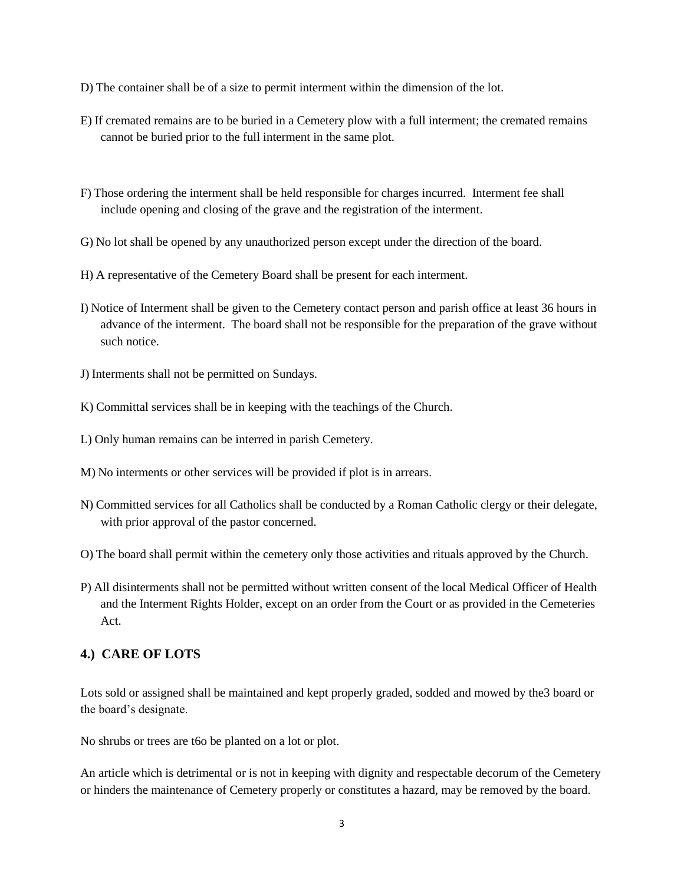D) The container shall be of a size to permit interment within the dimension of the lot.

E) If cremated remains are to be buried in a Cemetery plow with a full interment; the cremated remains cannot be buried prior to the full interment in the same plot.

F) Those ordering the interment shall be held responsible for charges incurred. Interment fee shall include opening and closing of the grave and the registration of the interment.

G) No lot shall be opened by any unauthorized person except under the direction of the board.

H) A representative of the Cemetery Board shall be present for each interment.

I) Notice of Interment shall be given to the Cemetery contact person and parish office at least 36 hours in advance of the interment. The board shall not be responsible for the preparation of the grave without such notice.

J) Interments shall not be permitted on Sundays.

K) Committal services shall be in keeping with the teachings of the Church.

L) Only human remains can be interred in parish Cemetery.

M) No interments or other services will be provided if plot is in arrears.

N) Committed services for all Catholics shall be conducted by a Roman Catholic clergy or their delegate, with prior approval of the pastor concerned.

O) The board shall permit within the cemetery only those activities and rituals approved by the Church.

P) All disinterments shall not be permitted without written consent of the local Medical Officer of Health and the Interment Rights Holder, except on an order from the Court or as provided in the Cemeteries Act.

## 4.) CARE OF LOTS

Lots sold or assigned shall be maintained and kept properly graded, sodded and mowed by the3 board or the board's designate.

No shrubs or trees are t6o be planted on a lot or plot.

An article which is detrimental or is not in keeping with dignity and respectable decorum of the Cemetery or hinders the maintenance of Cemetery properly or constitutes a hazard, may be removed by the board.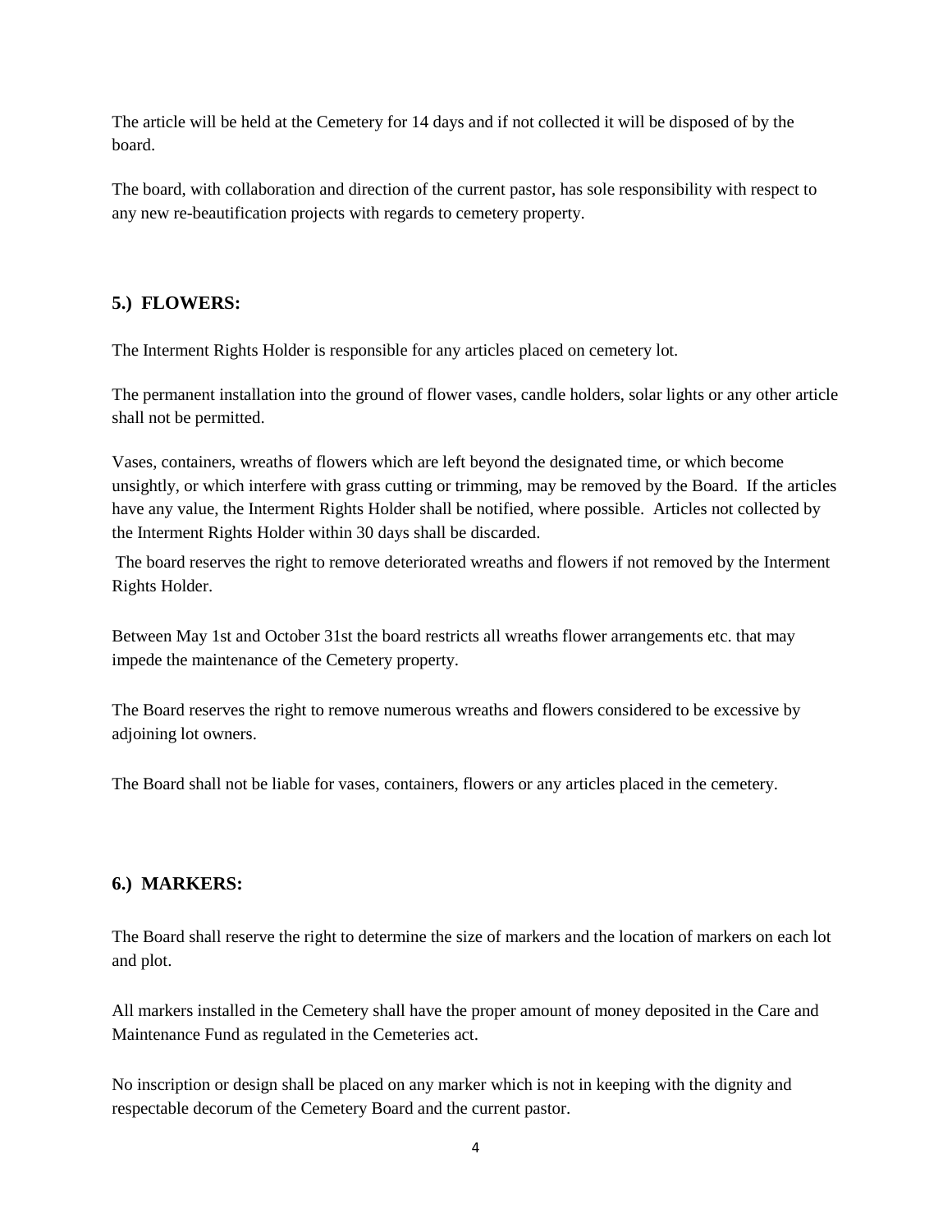The article will be held at the Cemetery for 14 days and if not collected it will be disposed of by the board.

The board, with collaboration and direction of the current pastor, has sole responsibility with respect to any new re-beautification projects with regards to cemetery property.

## 5.) FLOWERS:

The Interment Rights Holder is responsible for any articles placed on cemetery lot.

The permanent installation into the ground of flower vases, candle holders, solar lights or any other article shall not be permitted.

Vases, containers, wreaths of flowers which are left beyond the designated time, or which become unsightly, or which interfere with grass cutting or trimming, may be removed by the Board. If the articles have any value, the Interment Rights Holder shall be notified, where possible. Articles not collected by the Interment Rights Holder within 30 days shall be discarded.

The board reserves the right to remove deteriorated wreaths and flowers if not removed by the Interment Rights Holder.

Between May 1st and October 31st the board restricts all wreaths flower arrangements etc. that may impede the maintenance of the Cemetery property.

The Board reserves the right to remove numerous wreaths and flowers considered to be excessive by adjoining lot owners.

The Board shall not be liable for vases, containers, flowers or any articles placed in the cemetery.

## 6.) MARKERS:

The Board shall reserve the right to determine the size of markers and the location of markers on each lot and plot.

All markers installed in the Cemetery shall have the proper amount of money deposited in the Care and Maintenance Fund as regulated in the Cemeteries act.

No inscription or design shall be placed on any marker which is not in keeping with the dignity and respectable decorum of the Cemetery Board and the current pastor.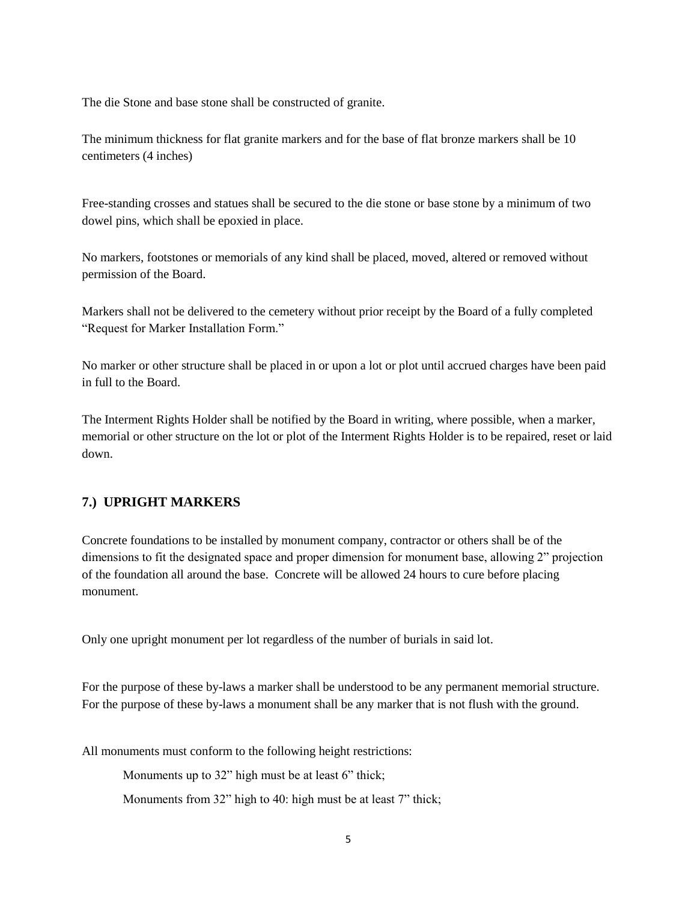The die Stone and base stone shall be constructed of granite.

The minimum thickness for flat granite markers and for the base of flat bronze markers shall be 10 centimeters (4 inches)

Free-standing crosses and statues shall be secured to the die stone or base stone by a minimum of two dowel pins, which shall be epoxied in place.

No markers, footstones or memorials of any kind shall be placed, moved, altered or removed without permission of the Board.

Markers shall not be delivered to the cemetery without prior receipt by the Board of a fully completed "Request for Marker Installation Form."

No marker or other structure shall be placed in or upon a lot or plot until accrued charges have been paid in full to the Board.

The Interment Rights Holder shall be notified by the Board in writing, where possible, when a marker, memorial or other structure on the lot or plot of the Interment Rights Holder is to be repaired, reset or laid down.

## 7.) UPRIGHT MARKERS

Concrete foundations to be installed by monument company, contractor or others shall be of the dimensions to fit the designated space and proper dimension for monument base, allowing 2" projection of the foundation all around the base. Concrete will be allowed 24 hours to cure before placing monument.

Only one upright monument per lot regardless of the number of burials in said lot.

For the purpose of these by-laws a marker shall be understood to be any permanent memorial structure. For the purpose of these by-laws a monument shall be any marker that is not flush with the ground.

All monuments must conform to the following height restrictions:

Monuments up to 32" high must be at least 6" thick;

Monuments from 32" high to 40: high must be at least 7" thick;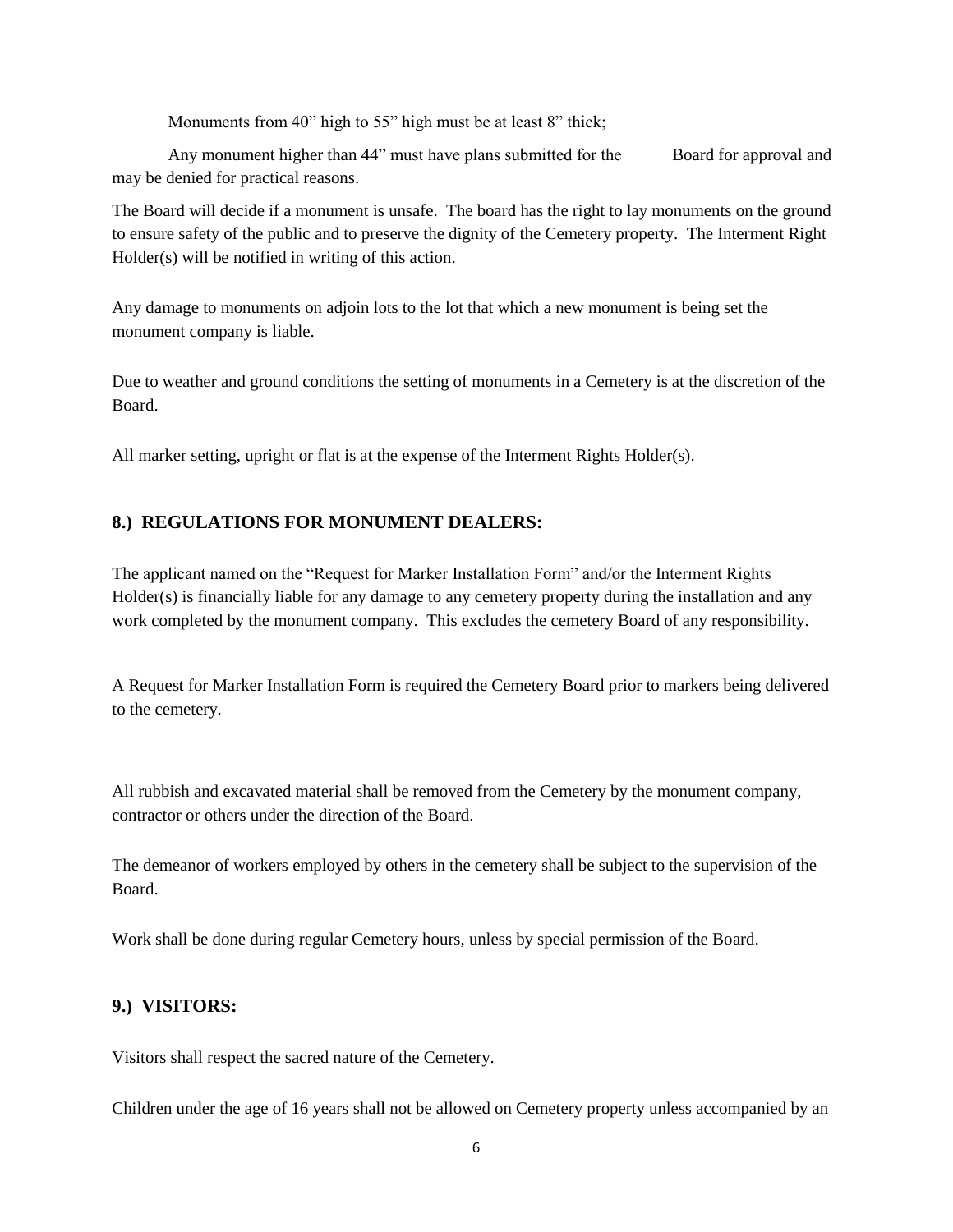Monuments from 40" high to 55" high must be at least 8" thick;

Any monument higher than 44" must have plans submitted for the Board for approval and may be denied for practical reasons.

The Board will decide if a monument is unsafe. The board has the right to lay monuments on the ground to ensure safety of the public and to preserve the dignity of the Cemetery property. The Interment Right Holder(s) will be notified in writing of this action.

Any damage to monuments on adjoin lots to the lot that which a new monument is being set the monument company is liable.

Due to weather and ground conditions the setting of monuments in a Cemetery is at the discretion of the Board.

All marker setting, upright or flat is at the expense of the Interment Rights Holder(s).

## 8.) REGULATIONS FOR MONUMENT DEALERS:

The applicant named on the "Request for Marker Installation Form" and/or the Interment Rights Holder(s) is financially liable for any damage to any cemetery property during the installation and any work completed by the monument company. This excludes the cemetery Board of any responsibility.

A Request for Marker Installation Form is required the Cemetery Board prior to markers being delivered to the cemetery.

All rubbish and excavated material shall be removed from the Cemetery by the monument company, contractor or others under the direction of the Board.

The demeanor of workers employed by others in the cemetery shall be subject to the supervision of the Board.

Work shall be done during regular Cemetery hours, unless by special permission of the Board.

## 9.) VISITORS:

Visitors shall respect the sacred nature of the Cemetery.

Children under the age of 16 years shall not be allowed on Cemetery property unless accompanied by an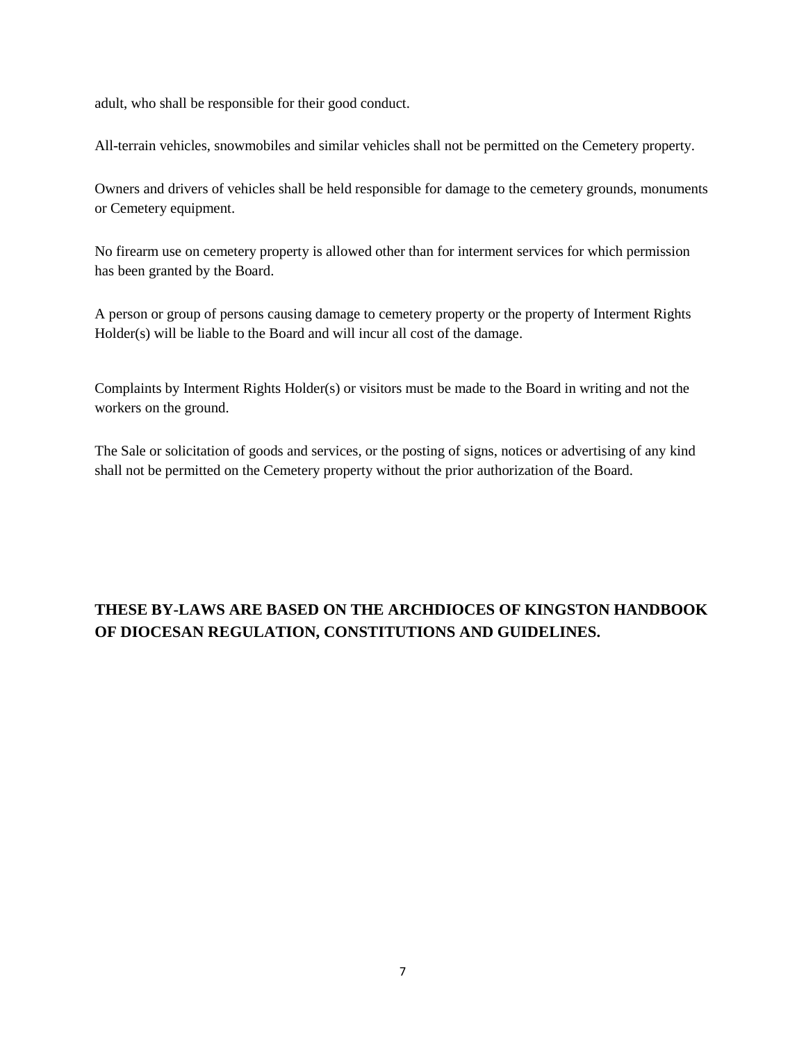adult, who shall be responsible for their good conduct.

All-terrain vehicles, snowmobiles and similar vehicles shall not be permitted on the Cemetery property.

Owners and drivers of vehicles shall be held responsible for damage to the cemetery grounds, monuments or Cemetery equipment.

No firearm use on cemetery property is allowed other than for interment services for which permission has been granted by the Board.

A person or group of persons causing damage to cemetery property or the property of Interment Rights Holder(s) will be liable to the Board and will incur all cost of the damage.

Complaints by Interment Rights Holder(s) or visitors must be made to the Board in writing and not the workers on the ground.

The Sale or solicitation of goods and services, or the posting of signs, notices or advertising of any kind shall not be permitted on the Cemetery property without the prior authorization of the Board.

**THESE BY-LAWS ARE BASED ON THE ARCHDIOCES OF KINGSTON HANDBOOK OF DIOCESAN REGULATION, CONSTITUTIONS AND GUIDELINES.**